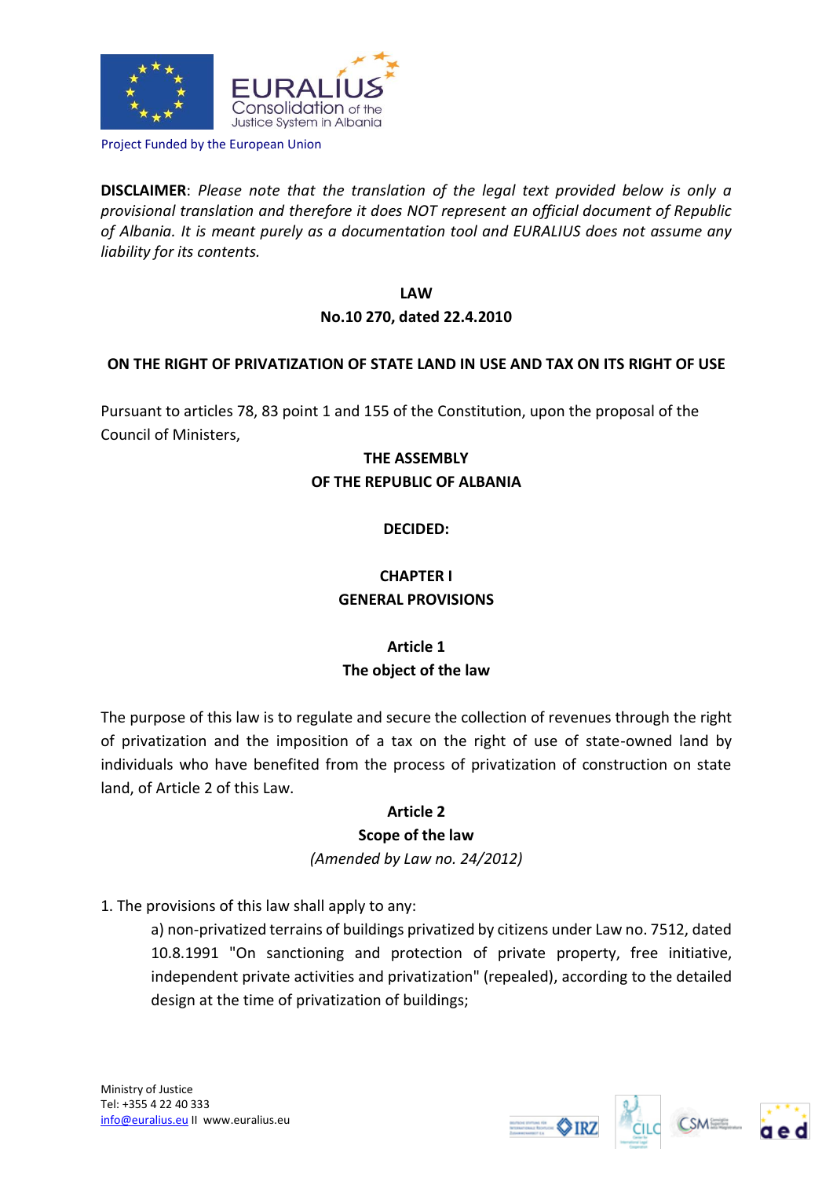Project Funded by the European Union

**DISCLAIMER**: *Please note that the translation of the legal text provided below is only a provisional translation and therefore it does NOT represent an official document of Republic of Albania. It is meant purely as a documentation tool and EURALIUS does not assume any liability for its contents.*

# LAW
## No.10 270, dated 22.4.2010

## ON THE RIGHT OF PRIVATIZATION OF STATE LAND IN USE AND TAX ON ITS RIGHT OF USE

Pursuant to articles 78, 83 point 1 and 155 of the Constitution, upon the proposal of the Council of Ministers,

**THE ASSEMBLY**
**OF THE REPUBLIC OF ALBANIA**

**DECIDED:**

## CHAPTER I
## GENERAL PROVISIONS

### Article 1
### The object of the law

The purpose of this law is to regulate and secure the collection of revenues through the right of privatization and the imposition of a tax on the right of use of state-owned land by individuals who have benefited from the process of privatization of construction on state land, of Article 2 of this Law.

### Article 2
### Scope of the law

*(Amended by Law no. 24/2012)*

1. The provisions of this law shall apply to any:

   a) non-privatized terrains of buildings privatized by citizens under Law no. 7512, dated 10.8.1991 "On sanctioning and protection of private property, free initiative, independent private activities and privatization" (repealed), according to the detailed design at the time of privatization of buildings;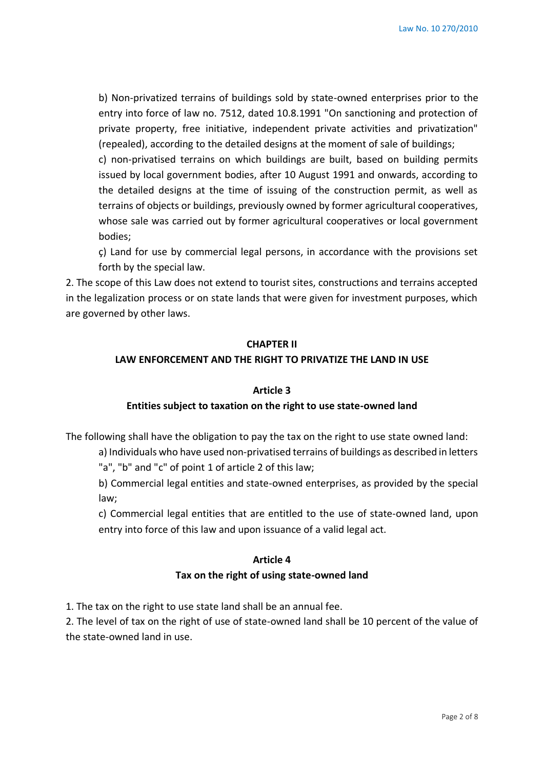b) Non-privatized terrains of buildings sold by state-owned enterprises prior to the entry into force of law no. 7512, dated 10.8.1991 "On sanctioning and protection of private property, free initiative, independent private activities and privatization" (repealed), according to the detailed designs at the moment of sale of buildings;

c) non-privatised terrains on which buildings are built, based on building permits issued by local government bodies, after 10 August 1991 and onwards, according to the detailed designs at the time of issuing of the construction permit, as well as terrains of objects or buildings, previously owned by former agricultural cooperatives, whose sale was carried out by former agricultural cooperatives or local government bodies;

ç) Land for use by commercial legal persons, in accordance with the provisions set forth by the special law.

2. The scope of this Law does not extend to tourist sites, constructions and terrains accepted in the legalization process or on state lands that were given for investment purposes, which are governed by other laws.

## CHAPTER II
## LAW ENFORCEMENT AND THE RIGHT TO PRIVATIZE THE LAND IN USE

### Article 3
### Entities subject to taxation on the right to use state-owned land

The following shall have the obligation to pay the tax on the right to use state owned land:

a) Individuals who have used non-privatised terrains of buildings as described in letters "a", "b" and "c" of point 1 of article 2 of this law;

b) Commercial legal entities and state-owned enterprises, as provided by the special law;

c) Commercial legal entities that are entitled to the use of state-owned land, upon entry into force of this law and upon issuance of a valid legal act.

### Article 4
### Tax on the right of using state-owned land

1. The tax on the right to use state land shall be an annual fee.
2. The level of tax on the right of use of state-owned land shall be 10 percent of the value of the state-owned land in use.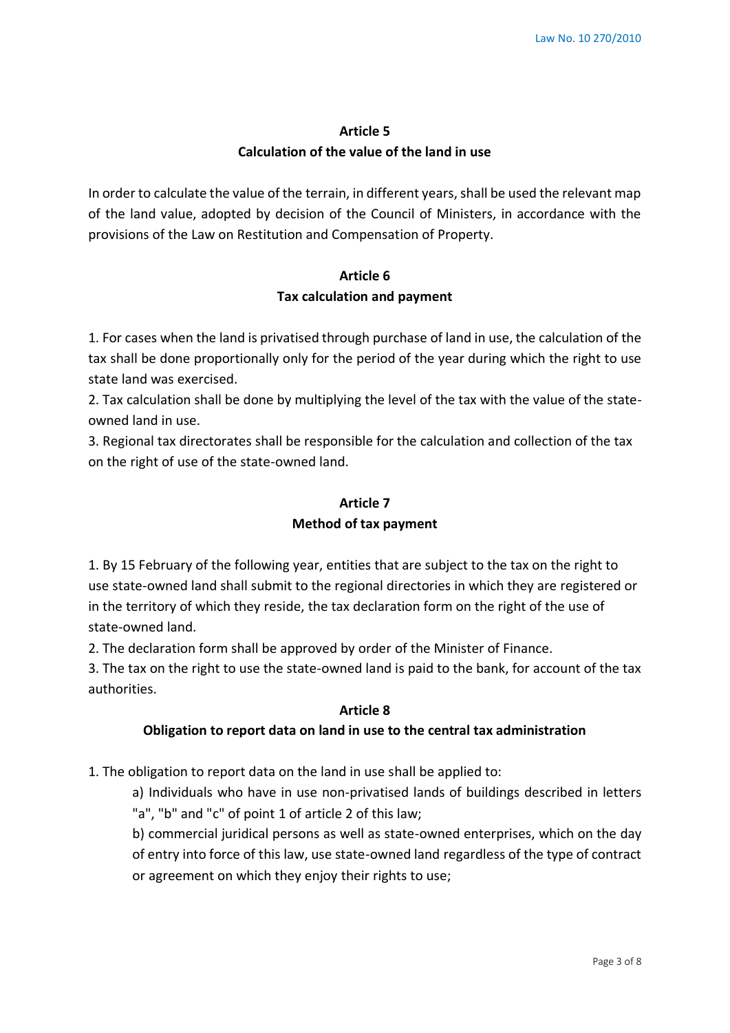## Article 5
## Calculation of the value of the land in use

In order to calculate the value of the terrain, in different years, shall be used the relevant map of the land value, adopted by decision of the Council of Ministers, in accordance with the provisions of the Law on Restitution and Compensation of Property.

## Article 6
## Tax calculation and payment

1. For cases when the land is privatised through purchase of land in use, the calculation of the tax shall be done proportionally only for the period of the year during which the right to use state land was exercised.
2. Tax calculation shall be done by multiplying the level of the tax with the value of the state-owned land in use.
3. Regional tax directorates shall be responsible for the calculation and collection of the tax on the right of use of the state-owned land.

## Article 7
## Method of tax payment

1. By 15 February of the following year, entities that are subject to the tax on the right to use state-owned land shall submit to the regional directories in which they are registered or in the territory of which they reside, the tax declaration form on the right of the use of state-owned land.
2. The declaration form shall be approved by order of the Minister of Finance.
3. The tax on the right to use the state-owned land is paid to the bank, for account of the tax authorities.

## Article 8
## Obligation to report data on land in use to the central tax administration

1. The obligation to report data on the land in use shall be applied to:

   a) Individuals who have in use non-privatised lands of buildings described in letters "a", "b" and "c" of point 1 of article 2 of this law;

   b) commercial juridical persons as well as state-owned enterprises, which on the day of entry into force of this law, use state-owned land regardless of the type of contract or agreement on which they enjoy their rights to use;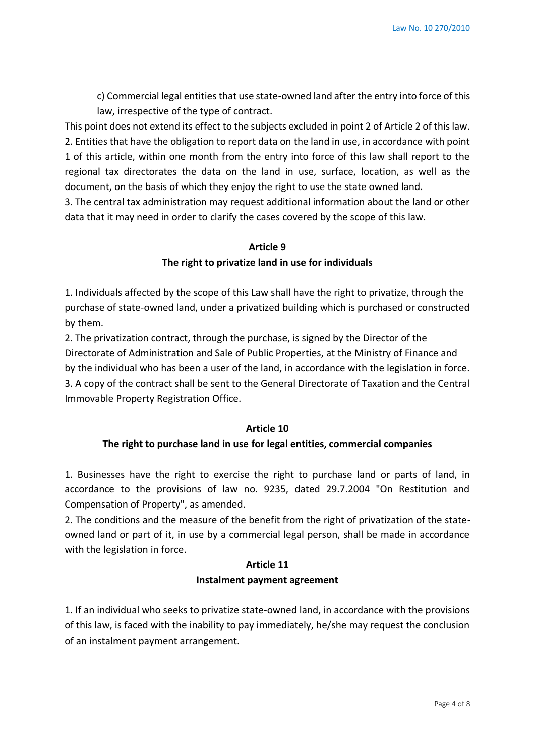c) Commercial legal entities that use state-owned land after the entry into force of this law, irrespective of the type of contract.

This point does not extend its effect to the subjects excluded in point 2 of Article 2 of this law.

2. Entities that have the obligation to report data on the land in use, in accordance with point 1 of this article, within one month from the entry into force of this law shall report to the regional tax directorates the data on the land in use, surface, location, as well as the document, on the basis of which they enjoy the right to use the state owned land.

3. The central tax administration may request additional information about the land or other data that it may need in order to clarify the cases covered by the scope of this law.

## Article 9

### The right to privatize land in use for individuals

1. Individuals affected by the scope of this Law shall have the right to privatize, through the purchase of state-owned land, under a privatized building which is purchased or constructed by them.

2. The privatization contract, through the purchase, is signed by the Director of the Directorate of Administration and Sale of Public Properties, at the Ministry of Finance and by the individual who has been a user of the land, in accordance with the legislation in force.

3. A copy of the contract shall be sent to the General Directorate of Taxation and the Central Immovable Property Registration Office.

## Article 10

### The right to purchase land in use for legal entities, commercial companies

1. Businesses have the right to exercise the right to purchase land or parts of land, in accordance to the provisions of law no. 9235, dated 29.7.2004 "On Restitution and Compensation of Property", as amended.

2. The conditions and the measure of the benefit from the right of privatization of the state-owned land or part of it, in use by a commercial legal person, shall be made in accordance with the legislation in force.

## Article 11

### Instalment payment agreement

1. If an individual who seeks to privatize state-owned land, in accordance with the provisions of this law, is faced with the inability to pay immediately, he/she may request the conclusion of an instalment payment arrangement.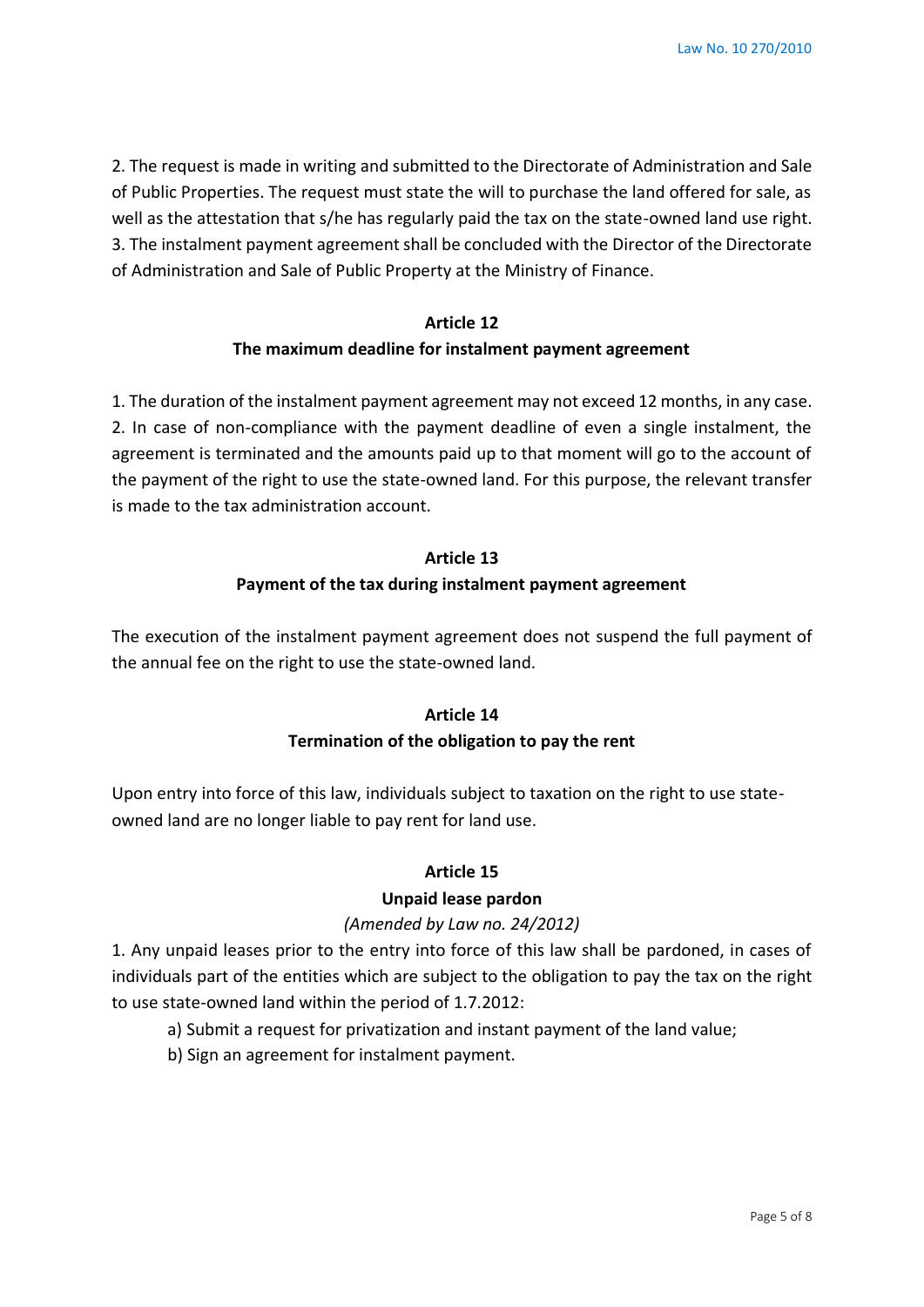2. The request is made in writing and submitted to the Directorate of Administration and Sale of Public Properties. The request must state the will to purchase the land offered for sale, as well as the attestation that s/he has regularly paid the tax on the state-owned land use right.
3. The instalment payment agreement shall be concluded with the Director of the Directorate of Administration and Sale of Public Property at the Ministry of Finance.

**Article 12**
**The maximum deadline for instalment payment agreement**

1. The duration of the instalment payment agreement may not exceed 12 months, in any case.
2. In case of non-compliance with the payment deadline of even a single instalment, the agreement is terminated and the amounts paid up to that moment will go to the account of the payment of the right to use the state-owned land. For this purpose, the relevant transfer is made to the tax administration account.

**Article 13**
**Payment of the tax during instalment payment agreement**

The execution of the instalment payment agreement does not suspend the full payment of the annual fee on the right to use the state-owned land.

**Article 14**
**Termination of the obligation to pay the rent**

Upon entry into force of this law, individuals subject to taxation on the right to use state-owned land are no longer liable to pay rent for land use.

**Article 15**
**Unpaid lease pardon**
*(Amended by Law no. 24/2012)*

1. Any unpaid leases prior to the entry into force of this law shall be pardoned, in cases of individuals part of the entities which are subject to the obligation to pay the tax on the right to use state-owned land within the period of 1.7.2012:

a) Submit a request for privatization and instant payment of the land value;

b) Sign an agreement for instalment payment.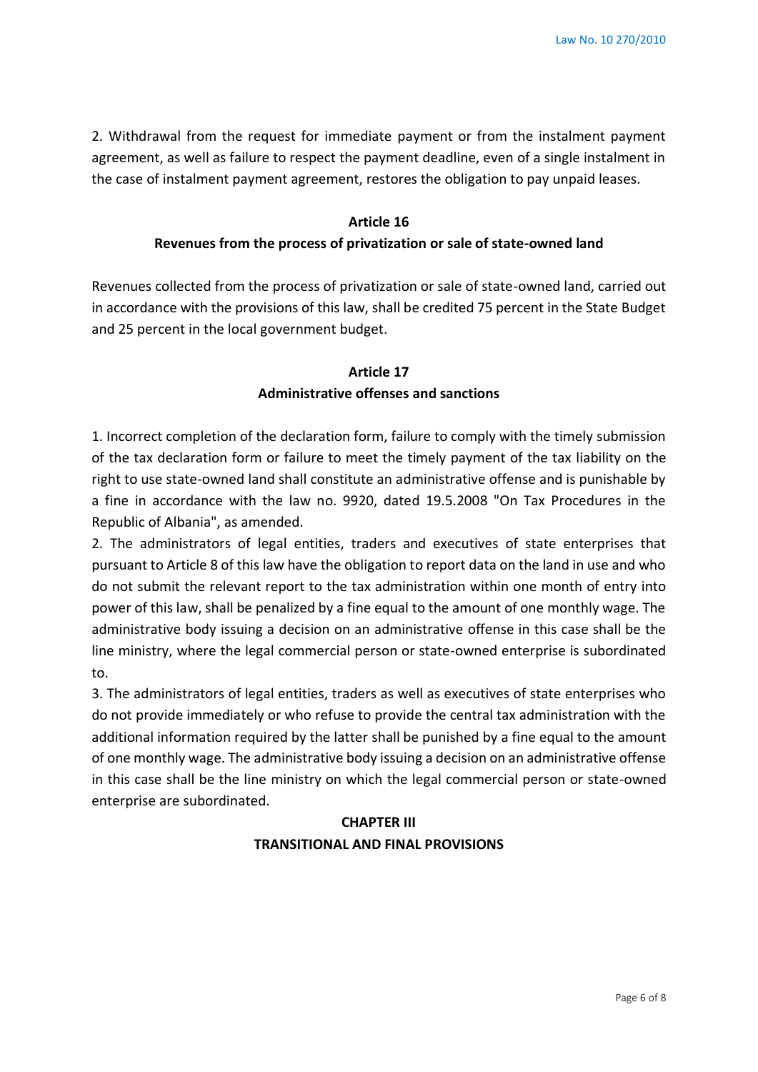2. Withdrawal from the request for immediate payment or from the instalment payment agreement, as well as failure to respect the payment deadline, even of a single instalment in the case of instalment payment agreement, restores the obligation to pay unpaid leases.

## Article 16
## Revenues from the process of privatization or sale of state-owned land

Revenues collected from the process of privatization or sale of state-owned land, carried out in accordance with the provisions of this law, shall be credited 75 percent in the State Budget and 25 percent in the local government budget.

## Article 17
## Administrative offenses and sanctions

1. Incorrect completion of the declaration form, failure to comply with the timely submission of the tax declaration form or failure to meet the timely payment of the tax liability on the right to use state-owned land shall constitute an administrative offense and is punishable by a fine in accordance with the law no. 9920, dated 19.5.2008 "On Tax Procedures in the Republic of Albania", as amended.

2. The administrators of legal entities, traders and executives of state enterprises that pursuant to Article 8 of this law have the obligation to report data on the land in use and who do not submit the relevant report to the tax administration within one month of entry into power of this law, shall be penalized by a fine equal to the amount of one monthly wage. The administrative body issuing a decision on an administrative offense in this case shall be the line ministry, where the legal commercial person or state-owned enterprise is subordinated to.

3. The administrators of legal entities, traders as well as executives of state enterprises who do not provide immediately or who refuse to provide the central tax administration with the additional information required by the latter shall be punished by a fine equal to the amount of one monthly wage. The administrative body issuing a decision on an administrative offense in this case shall be the line ministry on which the legal commercial person or state-owned enterprise are subordinated.

## CHAPTER III
## TRANSITIONAL AND FINAL PROVISIONS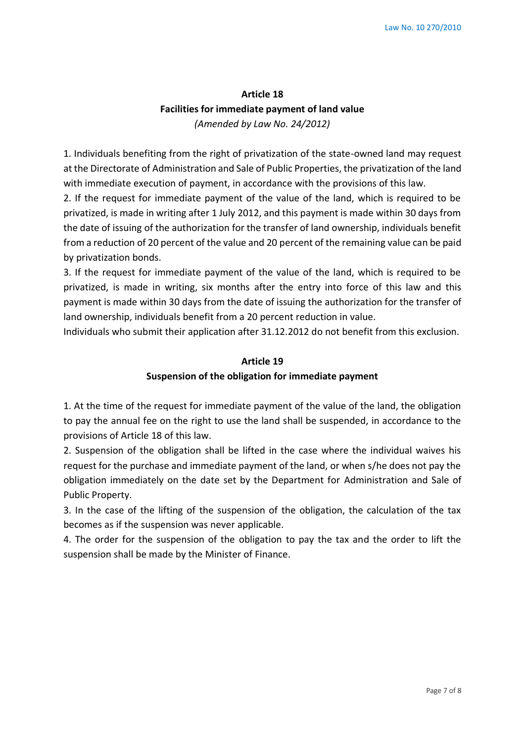## Article 18
## Facilities for immediate payment of land value

*(Amended by Law No. 24/2012)*

1. Individuals benefiting from the right of privatization of the state-owned land may request at the Directorate of Administration and Sale of Public Properties, the privatization of the land with immediate execution of payment, in accordance with the provisions of this law.
2. If the request for immediate payment of the value of the land, which is required to be privatized, is made in writing after 1 July 2012, and this payment is made within 30 days from the date of issuing of the authorization for the transfer of land ownership, individuals benefit from a reduction of 20 percent of the value and 20 percent of the remaining value can be paid by privatization bonds.
3. If the request for immediate payment of the value of the land, which is required to be privatized, is made in writing, six months after the entry into force of this law and this payment is made within 30 days from the date of issuing the authorization for the transfer of land ownership, individuals benefit from a 20 percent reduction in value.

Individuals who submit their application after 31.12.2012 do not benefit from this exclusion.

## Article 19
## Suspension of the obligation for immediate payment

1. At the time of the request for immediate payment of the value of the land, the obligation to pay the annual fee on the right to use the land shall be suspended, in accordance to the provisions of Article 18 of this law.
2. Suspension of the obligation shall be lifted in the case where the individual waives his request for the purchase and immediate payment of the land, or when s/he does not pay the obligation immediately on the date set by the Department for Administration and Sale of Public Property.
3. In the case of the lifting of the suspension of the obligation, the calculation of the tax becomes as if the suspension was never applicable.
4. The order for the suspension of the obligation to pay the tax and the order to lift the suspension shall be made by the Minister of Finance.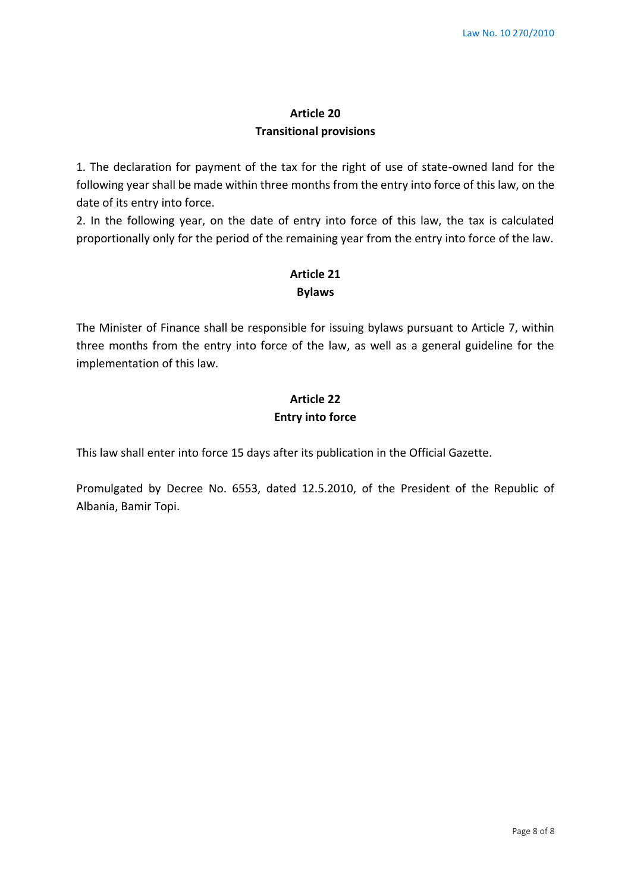## Article 20
## Transitional provisions

1. The declaration for payment of the tax for the right of use of state-owned land for the following year shall be made within three months from the entry into force of this law, on the date of its entry into force.
2. In the following year, on the date of entry into force of this law, the tax is calculated proportionally only for the period of the remaining year from the entry into force of the law.

## Article 21
## Bylaws

The Minister of Finance shall be responsible for issuing bylaws pursuant to Article 7, within three months from the entry into force of the law, as well as a general guideline for the implementation of this law.

## Article 22
## Entry into force

This law shall enter into force 15 days after its publication in the Official Gazette.

Promulgated by Decree No. 6553, dated 12.5.2010, of the President of the Republic of Albania, Bamir Topi.